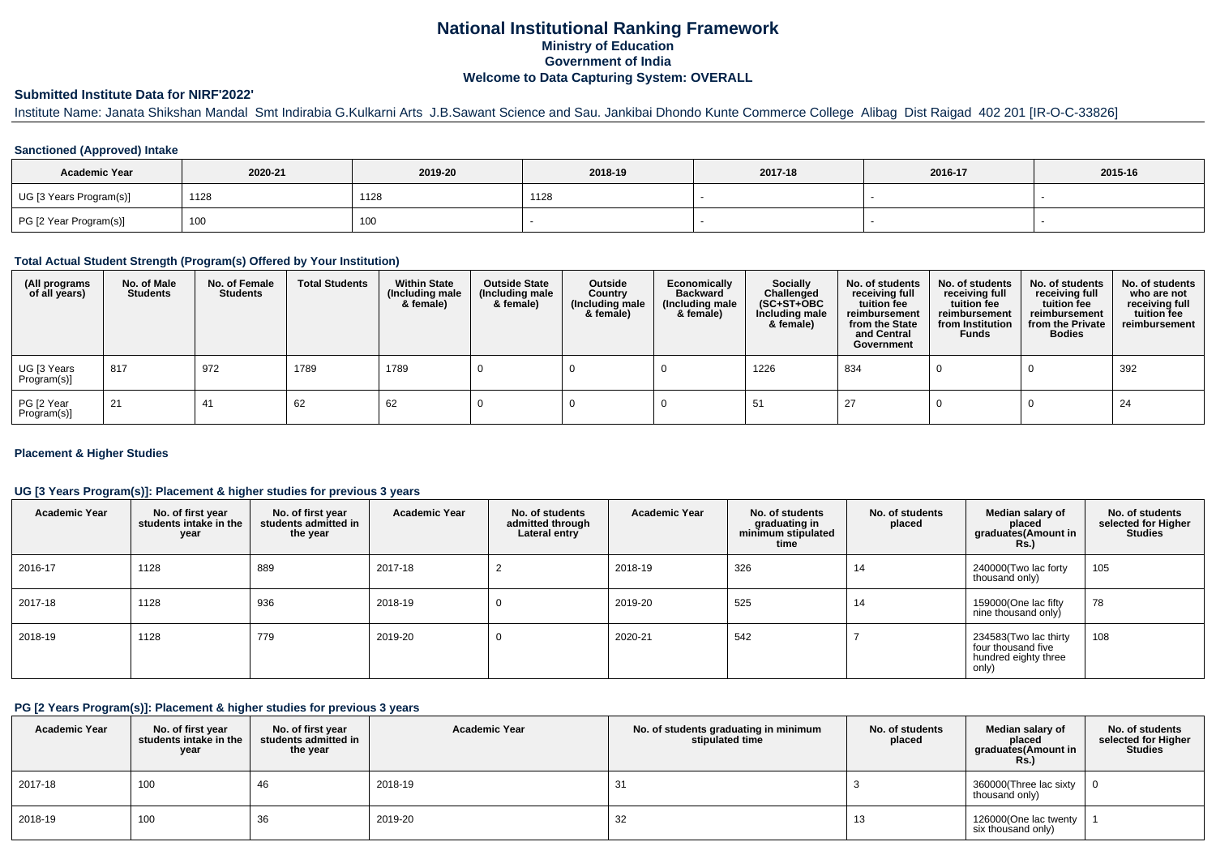# National Institutional Ranking Framework

## Ministry of Education

## Government of India

## Welcome to Data Capturing System: OVERALL

### Submitted Institute Data for NIRF'2022'

Institute Name: Janata Shikshan Mandal Smt Indirabia G.Kulkarni Arts J.B.Sawant Science and Sau. Jankibai Dhondo Kunte Commerce College Alibag Dist Raigad 402 201 [IR-O-C-33826]

#### Sanctioned (Approved) Intake

| Academic Year | 2020-21 | 2019-20 | 2018-19 | 2017-18 | 2016-17 | 2015-16 |
|---|---|---|---|---|---|---|
| UG [3 Years Program(s)] | 1128 | 1128 | 1128 | - | - | - |
| PG [2 Year Program(s)] | 100 | 100 | - | - | - | - |

#### Total Actual Student Strength (Program(s) Offered by Your Institution)

| (All programs of all years) | No. of Male Students | No. of Female Students | Total Students | Within State (Including male & female) | Outside State (Including male & female) | Outside Country (Including male & female) | Economically Backward (Including male & female) | Socially Challenged (SC+ST+OBC Including male & female) | No. of students receiving full tuition fee reimbursement from the State and Central Government | No. of students receiving full tuition fee reimbursement from Institution Funds | No. of students receiving full tuition fee reimbursement from the Private Bodies | No. of students who are not receiving full tuition fee reimbursement |
|---|---|---|---|---|---|---|---|---|---|---|---|---|
| UG [3 Years Program(s)] | 817 | 972 | 1789 | 1789 | 0 | 0 | 0 | 1226 | 834 | 0 | 0 | 392 |
| PG [2 Year Program(s)] | 21 | 41 | 62 | 62 | 0 | 0 | 0 | 51 | 27 | 0 | 0 | 24 |

#### Placement & Higher Studies

#### UG [3 Years Program(s)]: Placement & higher studies for previous 3 years

| Academic Year | No. of first year students intake in the year | No. of first year students admitted in the year | Academic Year | No. of students admitted through Lateral entry | Academic Year | No. of students graduating in minimum stipulated time | No. of students placed | Median salary of placed graduates(Amount in Rs.) | No. of students selected for Higher Studies |
|---|---|---|---|---|---|---|---|---|---|
| 2016-17 | 1128 | 889 | 2017-18 | 2 | 2018-19 | 326 | 14 | 240000(Two lac forty thousand only) | 105 |
| 2017-18 | 1128 | 936 | 2018-19 | 0 | 2019-20 | 525 | 14 | 159000(One lac fifty nine thousand only) | 78 |
| 2018-19 | 1128 | 779 | 2019-20 | 0 | 2020-21 | 542 | 7 | 234583(Two lac thirty four thousand five hundred eighty three only) | 108 |

#### PG [2 Years Program(s)]: Placement & higher studies for previous 3 years

| Academic Year | No. of first year students intake in the year | No. of first year students admitted in the year | Academic Year | No. of students graduating in minimum stipulated time | No. of students placed | Median salary of placed graduates(Amount in Rs.) | No. of students selected for Higher Studies |
|---|---|---|---|---|---|---|---|
| 2017-18 | 100 | 46 | 2018-19 | 31 | 3 | 360000(Three lac sixty thousand only) | 0 |
| 2018-19 | 100 | 36 | 2019-20 | 32 | 13 | 126000(One lac twenty six thousand only) | 1 |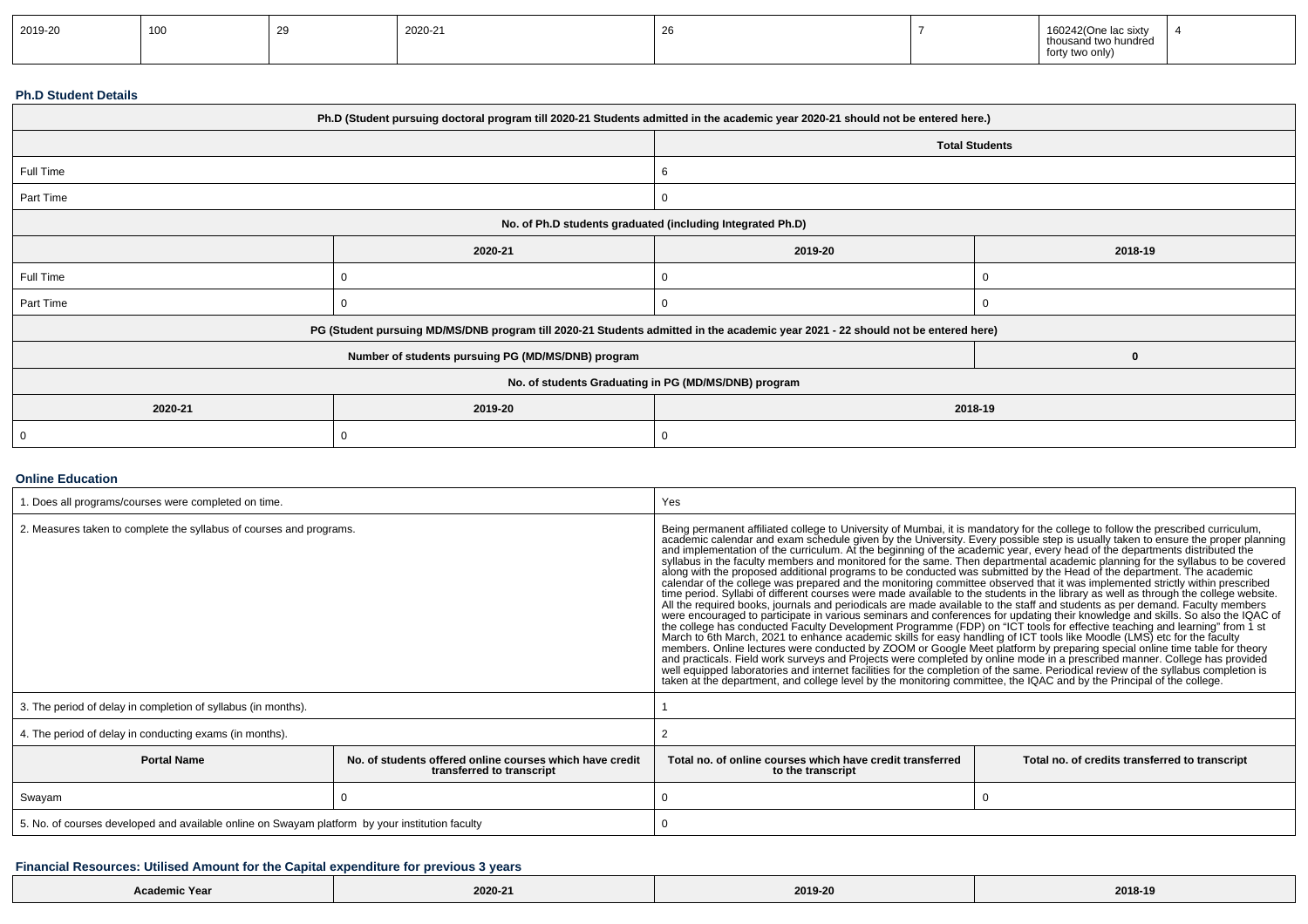| 2019-20 | 100 | 29 | 2020-21 | 26 | 7 | 160242(One lac sixty thousand two hundred forty two only) | 4 |
|---|---|---|---|---|---|---|---|

### Ph.D Student Details

| Ph.D (Student pursuing doctoral program till 2020-21 Students admitted in the academic year 2020-21 should not be entered here.) | | | |
|---|---|---|---|
| | | Total Students | |
| Full Time | | 6 | |
| Part Time | | 0 | |
| No. of Ph.D students graduated (including Integrated Ph.D) | | | |
| | 2020-21 | 2019-20 | 2018-19 |
| Full Time | 0 | 0 | 0 |
| Part Time | 0 | 0 | 0 |
| PG (Student pursuing MD/MS/DNB program till 2020-21 Students admitted in the academic year 2021 - 22 should not be entered here) | | | |
| Number of students pursuing PG (MD/MS/DNB) program | | | 0 |
| No. of students Graduating in PG (MD/MS/DNB) program | | | |
| 2020-21 | 2019-20 | 2018-19 | |
| 0 | 0 | 0 | |

### Online Education

| 1. Does all programs/courses were completed on time. | | Yes | |
|---|---|---|---|
| 2. Measures taken to complete the syllabus of courses and programs. | | Being permanent affiliated college to University of Mumbai, it is mandatory for the college to follow the prescribed curriculum, academic calendar and exam schedule given by the University. Every possible step is usually taken to ensure the proper planning and implementation of the curriculum. At the beginning of the academic year, every head of the departments distributed the syllabus in the faculty members and monitored for the same. Then departmental academic planning for the syllabus to be covered along with the proposed additional programs to be conducted was submitted by the Head of the department. The academic calendar of the college was prepared and the monitoring committee observed that it was implemented strictly within prescribed time period. Syllabi of different courses were made available to the students in the library as well as through the college website. All the required books, journals and periodicals are made available to the staff and students as per demand. Faculty members were encouraged to participate in various seminars and conferences for updating their knowledge and skills. So also the IQAC of the college has conducted Faculty Development Programme (FDP) on "ICT tools for effective teaching and learning" from 1 st March to 6th March, 2021 to enhance academic skills for easy handling of ICT tools like Moodle (LMS) etc for the faculty members. Online lectures were conducted by ZOOM or Google Meet platform by preparing special online time table for theory and practicals. Field work surveys and Projects were completed by online mode in a prescribed manner. College has provided well equipped laboratories and internet facilities for the completion of the same. Periodical review of the syllabus completion is taken at the department, and college level by the monitoring committee, the IQAC and by the Principal of the college. | |
| 3. The period of delay in completion of syllabus (in months). | | 1 | |
| 4. The period of delay in conducting exams (in months). | | 2 | |
| **Portal Name** | **No. of students offered online courses which have credit transferred to transcript** | **Total no. of online courses which have credit transferred to the transcript** | **Total no. of credits transferred to transcript** |
| Swayam | 0 | 0 | 0 |
| 5. No. of courses developed and available online on Swayam platform by your institution faculty | | 0 | |

### Financial Resources: Utilised Amount for the Capital expenditure for previous 3 years

| Academic Year | 2020-21 | 2019-20 | 2018-19 |
|---|---|---|---|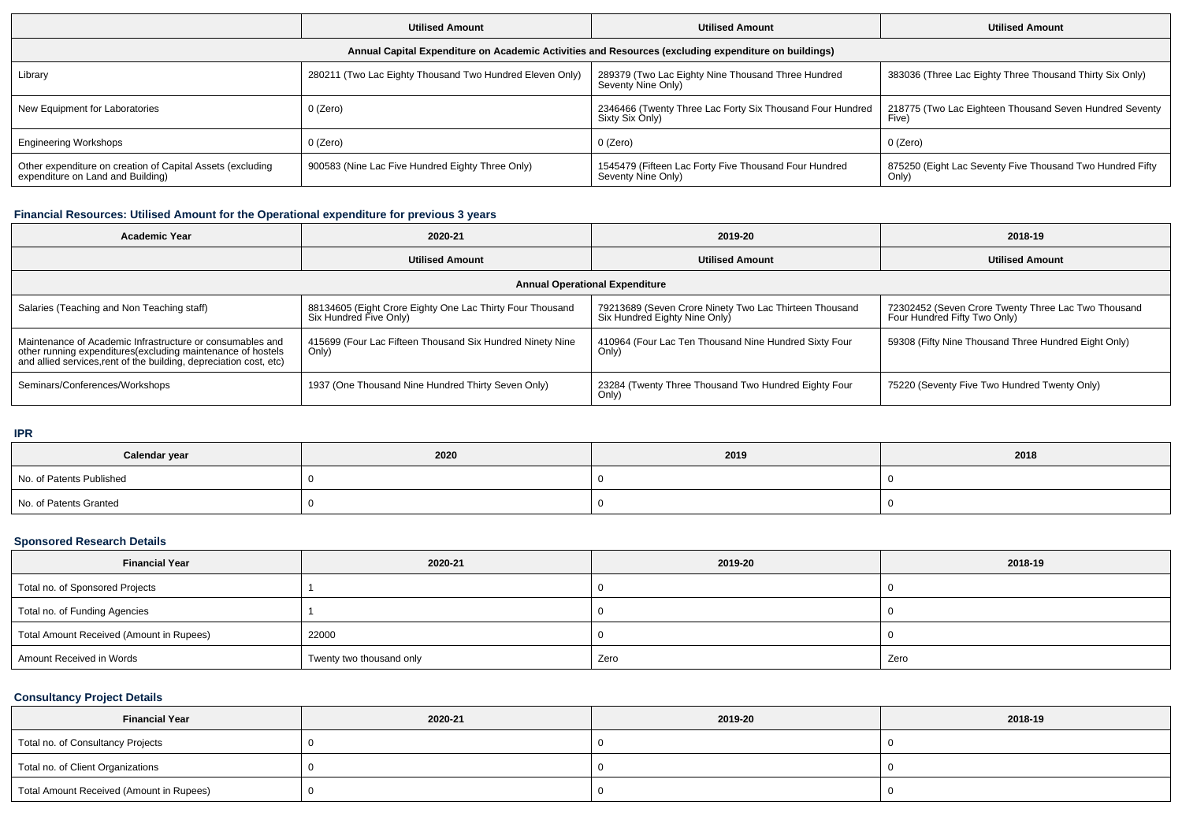| | Utilised Amount | Utilised Amount | Utilised Amount |
|---|---|---|---|
| Annual Capital Expenditure on Academic Activities and Resources (excluding expenditure on buildings) | | | |
| Library | 280211 (Two Lac Eighty Thousand Two Hundred Eleven Only) | 289379 (Two Lac Eighty Nine Thousand Three Hundred Seventy Nine Only) | 383036 (Three Lac Eighty Three Thousand Thirty Six Only) |
| New Equipment for Laboratories | 0 (Zero) | 2346466 (Twenty Three Lac Forty Six Thousand Four Hundred Sixty Six Only) | 218775 (Two Lac Eighteen Thousand Seven Hundred Seventy Five) |
| Engineering Workshops | 0 (Zero) | 0 (Zero) | 0 (Zero) |
| Other expenditure on creation of Capital Assets (excluding expenditure on Land and Building) | 900583 (Nine Lac Five Hundred Eighty Three Only) | 1545479 (Fifteen Lac Forty Five Thousand Four Hundred Seventy Nine Only) | 875250 (Eight Lac Seventy Five Thousand Two Hundred Fifty Only) |

### Financial Resources: Utilised Amount for the Operational expenditure for previous 3 years

| Academic Year | 2020-21 | 2019-20 | 2018-19 |
|---|---|---|---|
| | Utilised Amount | Utilised Amount | Utilised Amount |
| Annual Operational Expenditure | | | |
| Salaries (Teaching and Non Teaching staff) | 88134605 (Eight Crore Eighty One Lac Thirty Four Thousand Six Hundred Five Only) | 79213689 (Seven Crore Ninety Two Lac Thirteen Thousand Six Hundred Eighty Nine Only) | 72302452 (Seven Crore Twenty Three Lac Two Thousand Four Hundred Fifty Two Only) |
| Maintenance of Academic Infrastructure or consumables and other running expenditures(excluding maintenance of hostels and allied services,rent of the building, depreciation cost, etc) | 415699 (Four Lac Fifteen Thousand Six Hundred Ninety Nine Only) | 410964 (Four Lac Ten Thousand Nine Hundred Sixty Four Only) | 59308 (Fifty Nine Thousand Three Hundred Eight Only) |
| Seminars/Conferences/Workshops | 1937 (One Thousand Nine Hundred Thirty Seven Only) | 23284 (Twenty Three Thousand Two Hundred Eighty Four Only) | 75220 (Seventy Five Two Hundred Twenty Only) |

### IPR

| Calendar year | 2020 | 2019 | 2018 |
|---|---|---|---|
| No. of Patents Published | 0 | 0 | 0 |
| No. of Patents Granted | 0 | 0 | 0 |

### Sponsored Research Details

| Financial Year | 2020-21 | 2019-20 | 2018-19 |
|---|---|---|---|
| Total no. of Sponsored Projects | 1 | 0 | 0 |
| Total no. of Funding Agencies | 1 | 0 | 0 |
| Total Amount Received (Amount in Rupees) | 22000 | 0 | 0 |
| Amount Received in Words | Twenty two thousand only | Zero | Zero |

### Consultancy Project Details

| Financial Year | 2020-21 | 2019-20 | 2018-19 |
|---|---|---|---|
| Total no. of Consultancy Projects | 0 | 0 | 0 |
| Total no. of Client Organizations | 0 | 0 | 0 |
| Total Amount Received (Amount in Rupees) | 0 | 0 | 0 |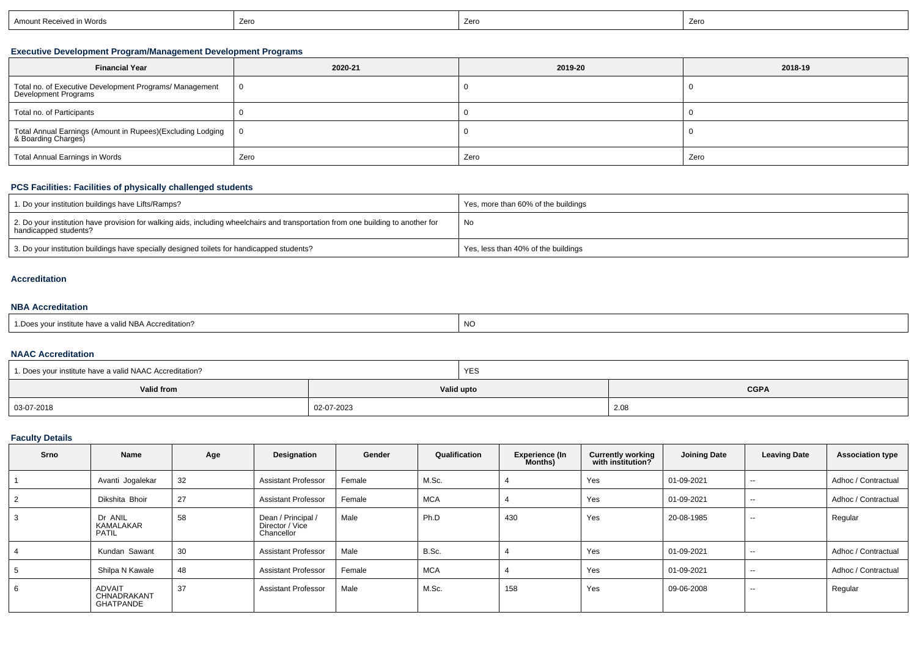| Amount Received in Words | Zero | Zero | Zero |
|---|---|---|---|

### Executive Development Program/Management Development Programs

| Financial Year | 2020-21 | 2019-20 | 2018-19 |
|---|---|---|---|
| Total no. of Executive Development Programs/ Management Development Programs | 0 | 0 | 0 |
| Total no. of Participants | 0 | 0 | 0 |
| Total Annual Earnings (Amount in Rupees)(Excluding Lodging & Boarding Charges) | 0 | 0 | 0 |
| Total Annual Earnings in Words | Zero | Zero | Zero |

### PCS Facilities: Facilities of physically challenged students

| 1. Do your institution buildings have Lifts/Ramps? | Yes, more than 60% of the buildings |
|---|---|
| 2. Do your institution have provision for walking aids, including wheelchairs and transportation from one building to another for handicapped students? | No |
| 3. Do your institution buildings have specially designed toilets for handicapped students? | Yes, less than 40% of the buildings |

### Accreditation

### NBA Accreditation

| 1.Does your institute have a valid NBA Accreditation? | NO |
|---|---|

### NAAC Accreditation

| 1. Does your institute have a valid NAAC Accreditation? | YES | |
|---|---|---|
| **Valid from** | **Valid upto** | **CGPA** |
| 03-07-2018 | 02-07-2023 | 2.08 |

### Faculty Details

| Srno | Name | Age | Designation | Gender | Qualification | Experience (In Months) | Currently working with institution? | Joining Date | Leaving Date | Association type |
|---|---|---|---|---|---|---|---|---|---|---|
| 1 | Avanti Jogalekar | 32 | Assistant Professor | Female | M.Sc. | 4 | Yes | 01-09-2021 | -- | Adhoc / Contractual |
| 2 | Dikshita Bhoir | 27 | Assistant Professor | Female | MCA | 4 | Yes | 01-09-2021 | -- | Adhoc / Contractual |
| 3 | Dr ANIL KAMALAKAR PATIL | 58 | Dean / Principal / Director / Vice Chancellor | Male | Ph.D | 430 | Yes | 20-08-1985 | -- | Regular |
| 4 | Kundan Sawant | 30 | Assistant Professor | Male | B.Sc. | 4 | Yes | 01-09-2021 | -- | Adhoc / Contractual |
| 5 | Shilpa N Kawale | 48 | Assistant Professor | Female | MCA | 4 | Yes | 01-09-2021 | -- | Adhoc / Contractual |
| 6 | ADVAIT CHNADRAKANT GHATPANDE | 37 | Assistant Professor | Male | M.Sc. | 158 | Yes | 09-06-2008 | -- | Regular |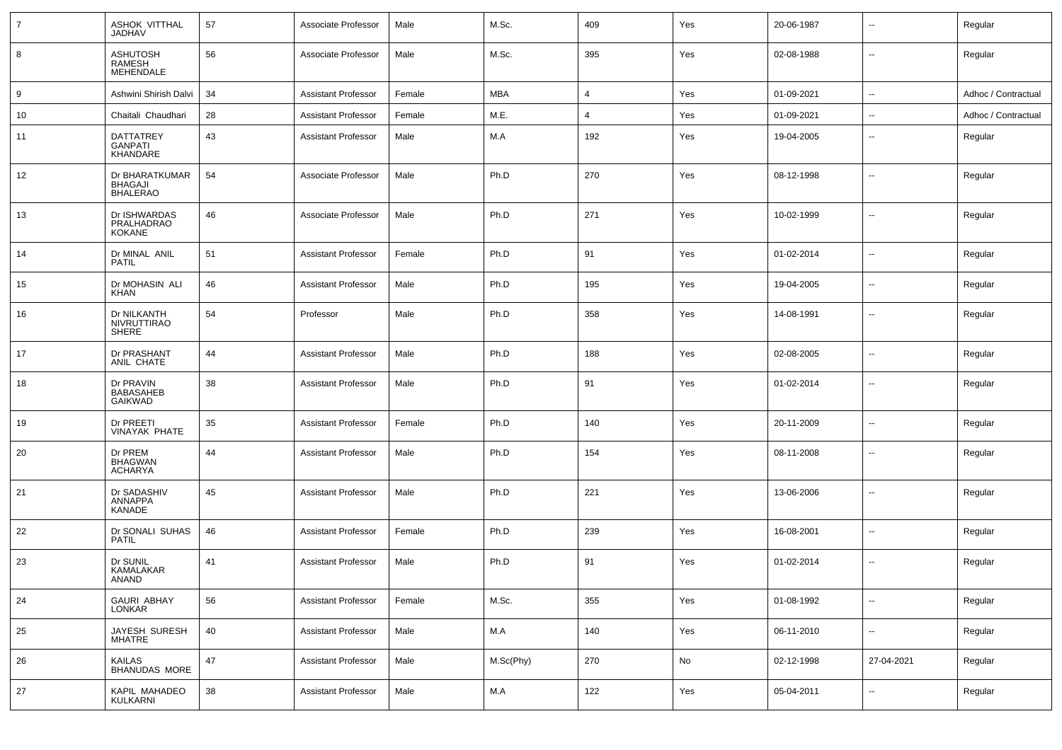| 7 | ASHOK VITTHAL JADHAV | 57 | Associate Professor | Male | M.Sc. | 409 | Yes | 20-06-1987 | -- | Regular |
|---|---|---|---|---|---|---|---|---|---|---|
| 8 | ASHUTOSH RAMESH MEHENDALE | 56 | Associate Professor | Male | M.Sc. | 395 | Yes | 02-08-1988 | -- | Regular |
| 9 | Ashwini Shirish Dalvi | 34 | Assistant Professor | Female | MBA | 4 | Yes | 01-09-2021 | -- | Adhoc / Contractual |
| 10 | Chaitali Chaudhari | 28 | Assistant Professor | Female | M.E. | 4 | Yes | 01-09-2021 | -- | Adhoc / Contractual |
| 11 | DATTATREY GANPATI KHANDARE | 43 | Assistant Professor | Male | M.A | 192 | Yes | 19-04-2005 | -- | Regular |
| 12 | Dr BHARATKUMAR BHAGAJI BHALERAO | 54 | Associate Professor | Male | Ph.D | 270 | Yes | 08-12-1998 | -- | Regular |
| 13 | Dr ISHWARDAS PRALHADRAO KOKANE | 46 | Associate Professor | Male | Ph.D | 271 | Yes | 10-02-1999 | -- | Regular |
| 14 | Dr MINAL ANIL PATIL | 51 | Assistant Professor | Female | Ph.D | 91 | Yes | 01-02-2014 | -- | Regular |
| 15 | Dr MOHASIN ALI KHAN | 46 | Assistant Professor | Male | Ph.D | 195 | Yes | 19-04-2005 | -- | Regular |
| 16 | Dr NILKANTH NIVRUTTIRAO SHERE | 54 | Professor | Male | Ph.D | 358 | Yes | 14-08-1991 | -- | Regular |
| 17 | Dr PRASHANT ANIL CHATE | 44 | Assistant Professor | Male | Ph.D | 188 | Yes | 02-08-2005 | -- | Regular |
| 18 | Dr PRAVIN BABASAHEB GAIKWAD | 38 | Assistant Professor | Male | Ph.D | 91 | Yes | 01-02-2014 | -- | Regular |
| 19 | Dr PREETI VINAYAK PHATE | 35 | Assistant Professor | Female | Ph.D | 140 | Yes | 20-11-2009 | -- | Regular |
| 20 | Dr PREM BHAGWAN ACHARYA | 44 | Assistant Professor | Male | Ph.D | 154 | Yes | 08-11-2008 | -- | Regular |
| 21 | Dr SADASHIV ANNAPPA KANADE | 45 | Assistant Professor | Male | Ph.D | 221 | Yes | 13-06-2006 | -- | Regular |
| 22 | Dr SONALI SUHAS PATIL | 46 | Assistant Professor | Female | Ph.D | 239 | Yes | 16-08-2001 | -- | Regular |
| 23 | Dr SUNIL KAMALAKAR ANAND | 41 | Assistant Professor | Male | Ph.D | 91 | Yes | 01-02-2014 | -- | Regular |
| 24 | GAURI ABHAY LONKAR | 56 | Assistant Professor | Female | M.Sc. | 355 | Yes | 01-08-1992 | -- | Regular |
| 25 | JAYESH SURESH MHATRE | 40 | Assistant Professor | Male | M.A | 140 | Yes | 06-11-2010 | -- | Regular |
| 26 | KAILAS BHANUDAS MORE | 47 | Assistant Professor | Male | M.Sc(Phy) | 270 | No | 02-12-1998 | 27-04-2021 | Regular |
| 27 | KAPIL MAHADEO KULKARNI | 38 | Assistant Professor | Male | M.A | 122 | Yes | 05-04-2011 | -- | Regular |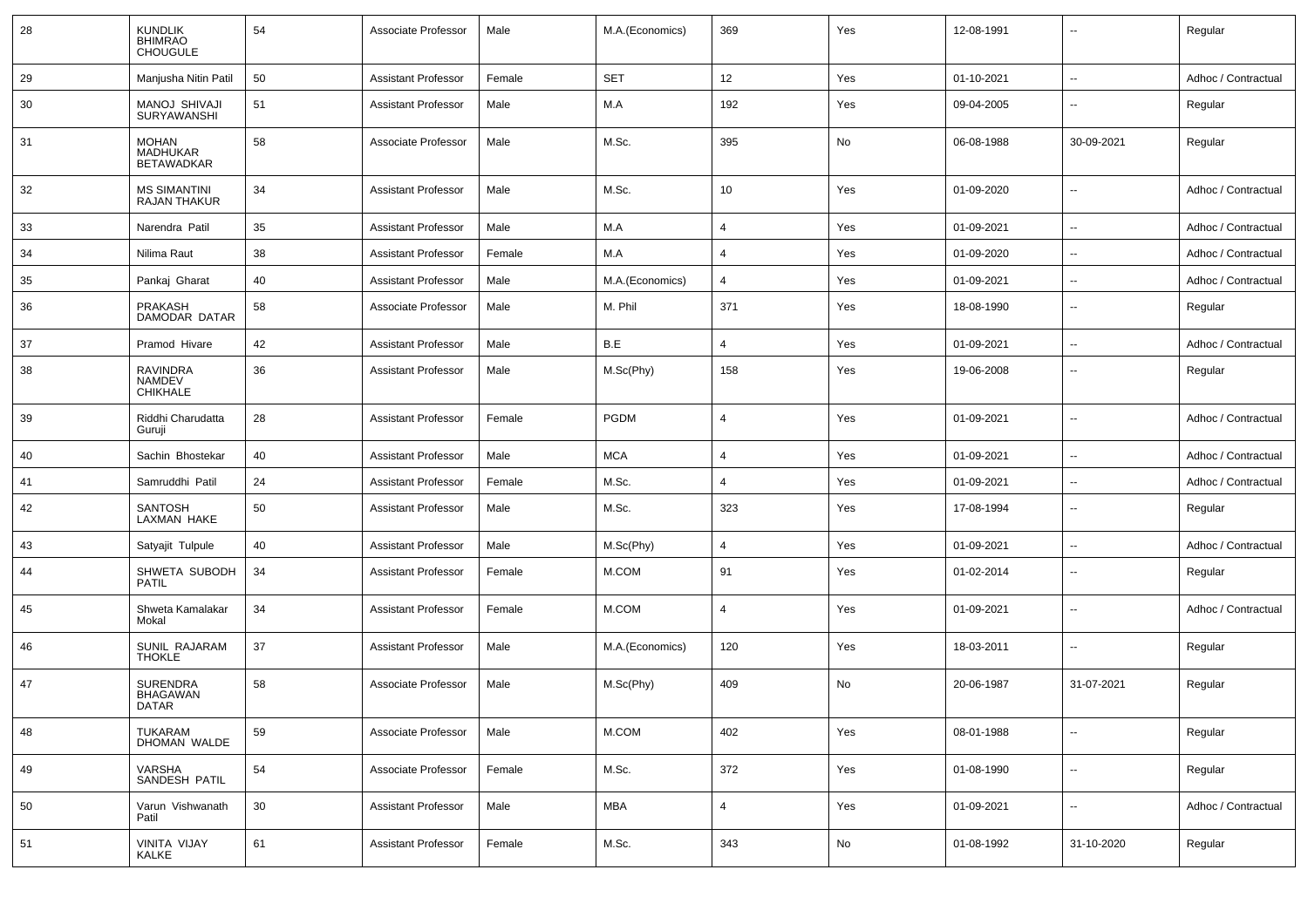| | | | | | | | | | | |
|---|---|---|---|---|---|---|---|---|---|---|
| 28 | KUNDLIK BHIMRAO CHOUGULE | 54 | Associate Professor | Male | M.A.(Economics) | 369 | Yes | 12-08-1991 | -- | Regular |
| 29 | Manjusha Nitin Patil | 50 | Assistant Professor | Female | SET | 12 | Yes | 01-10-2021 | -- | Adhoc / Contractual |
| 30 | MANOJ SHIVAJI SURYAWANSHI | 51 | Assistant Professor | Male | M.A | 192 | Yes | 09-04-2005 | -- | Regular |
| 31 | MOHAN MADHUKAR BETAWADKAR | 58 | Associate Professor | Male | M.Sc. | 395 | No | 06-08-1988 | 30-09-2021 | Regular |
| 32 | MS SIMANTINI RAJAN THAKUR | 34 | Assistant Professor | Male | M.Sc. | 10 | Yes | 01-09-2020 | -- | Adhoc / Contractual |
| 33 | Narendra Patil | 35 | Assistant Professor | Male | M.A | 4 | Yes | 01-09-2021 | -- | Adhoc / Contractual |
| 34 | Nilima Raut | 38 | Assistant Professor | Female | M.A | 4 | Yes | 01-09-2020 | -- | Adhoc / Contractual |
| 35 | Pankaj Gharat | 40 | Assistant Professor | Male | M.A.(Economics) | 4 | Yes | 01-09-2021 | -- | Adhoc / Contractual |
| 36 | PRAKASH DAMODAR DATAR | 58 | Associate Professor | Male | M. Phil | 371 | Yes | 18-08-1990 | -- | Regular |
| 37 | Pramod Hivare | 42 | Assistant Professor | Male | B.E | 4 | Yes | 01-09-2021 | -- | Adhoc / Contractual |
| 38 | RAVINDRA NAMDEV CHIKHALE | 36 | Assistant Professor | Male | M.Sc(Phy) | 158 | Yes | 19-06-2008 | -- | Regular |
| 39 | Riddhi Charudatta Guruji | 28 | Assistant Professor | Female | PGDM | 4 | Yes | 01-09-2021 | -- | Adhoc / Contractual |
| 40 | Sachin Bhostekar | 40 | Assistant Professor | Male | MCA | 4 | Yes | 01-09-2021 | -- | Adhoc / Contractual |
| 41 | Samruddhi Patil | 24 | Assistant Professor | Female | M.Sc. | 4 | Yes | 01-09-2021 | -- | Adhoc / Contractual |
| 42 | SANTOSH LAXMAN HAKE | 50 | Assistant Professor | Male | M.Sc. | 323 | Yes | 17-08-1994 | -- | Regular |
| 43 | Satyajit Tulpule | 40 | Assistant Professor | Male | M.Sc(Phy) | 4 | Yes | 01-09-2021 | -- | Adhoc / Contractual |
| 44 | SHWETA SUBODH PATIL | 34 | Assistant Professor | Female | M.COM | 91 | Yes | 01-02-2014 | -- | Regular |
| 45 | Shweta Kamalakar Mokal | 34 | Assistant Professor | Female | M.COM | 4 | Yes | 01-09-2021 | -- | Adhoc / Contractual |
| 46 | SUNIL RAJARAM THOKLE | 37 | Assistant Professor | Male | M.A.(Economics) | 120 | Yes | 18-03-2011 | -- | Regular |
| 47 | SURENDRA BHAGAWAN DATAR | 58 | Associate Professor | Male | M.Sc(Phy) | 409 | No | 20-06-1987 | 31-07-2021 | Regular |
| 48 | TUKARAM DHOMAN WALDE | 59 | Associate Professor | Male | M.COM | 402 | Yes | 08-01-1988 | -- | Regular |
| 49 | VARSHA SANDESH PATIL | 54 | Associate Professor | Female | M.Sc. | 372 | Yes | 01-08-1990 | -- | Regular |
| 50 | Varun Vishwanath Patil | 30 | Assistant Professor | Male | MBA | 4 | Yes | 01-09-2021 | -- | Adhoc / Contractual |
| 51 | VINITA VIJAY KALKE | 61 | Assistant Professor | Female | M.Sc. | 343 | No | 01-08-1992 | 31-10-2020 | Regular |